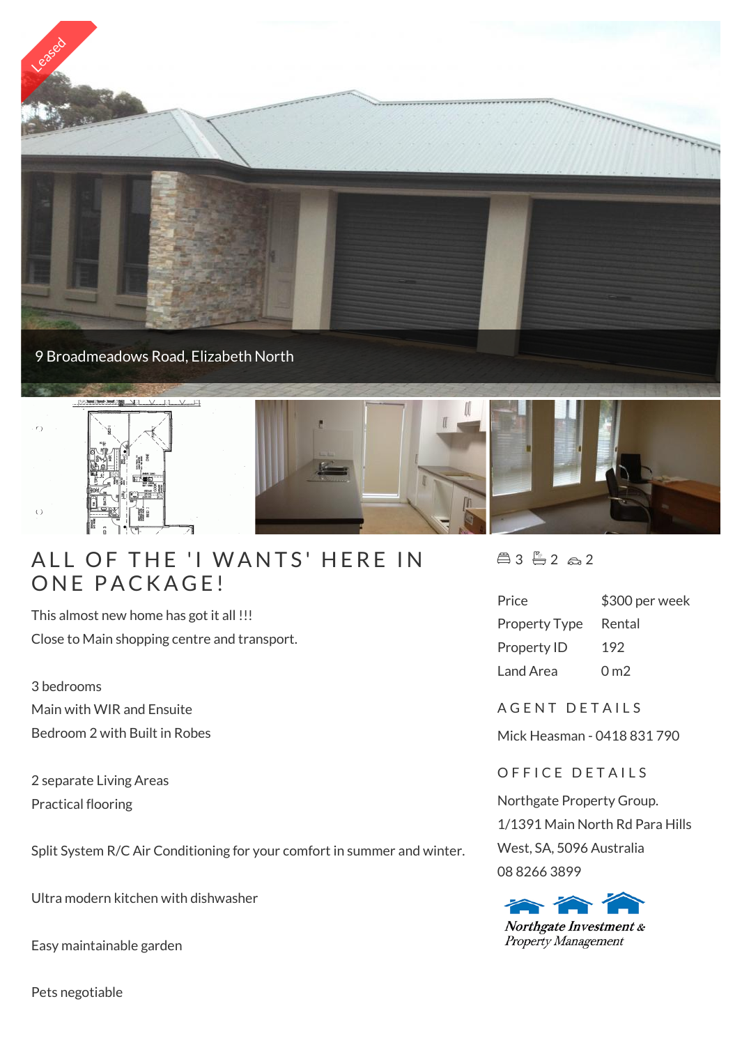Leased

9 Broadmeadows Road, Elizabeth North

# ALL OF THE 'I WANTS' HERE IN ONE PACKAGE!

This almost new home has got it all !!!

Close to Main shopping centre and transport.

3 bedrooms

Main with WIR and Ensuite

Bedroom 2 with Built in Robes

2 separate Living Areas

Practical flooring

Split System R/C Air Conditioning for your comfort in summer and winter.

Ultra modern kitchen with dishwasher

Easy maintainable garden

Pets negotiable

3 2 2

| | |
|---|---|
| Price | $300 per week |
| Property Type | Rental |
| Property ID | 192 |
| Land Area | 0 m2 |

## AGENT DETAILS

Mick Heasman - 0418 831 790

## OFFICE DETAILS

Northgate Property Group.
1/1391 Main North Rd Para Hills West, SA, 5096 Australia
08 8266 3899

*Northgate Investment & Property Management*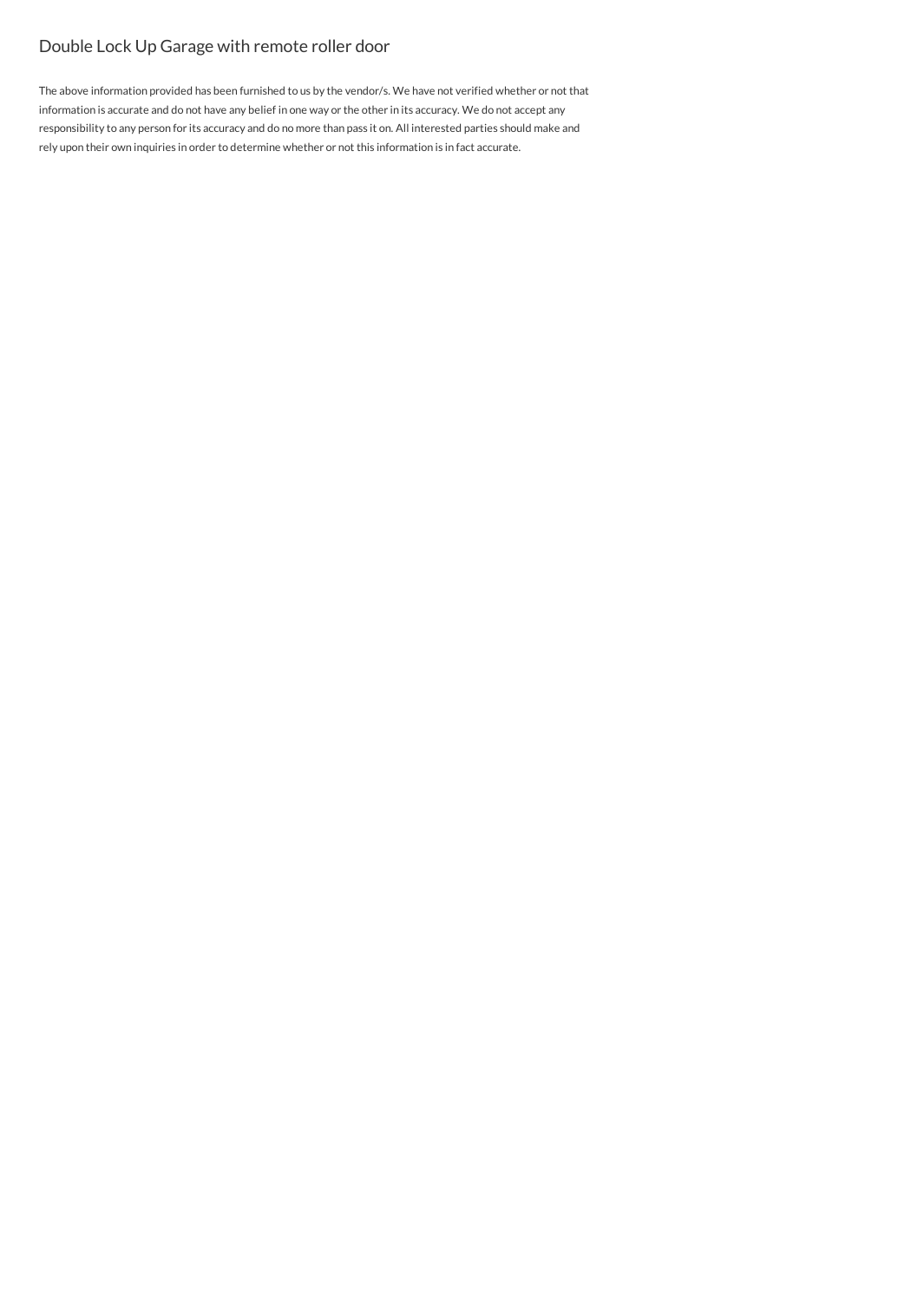Double Lock Up Garage with remote roller door

The above information provided has been furnished to us by the vendor/s. We have not verified whether or not that information is accurate and do not have any belief in one way or the other in its accuracy. We do not accept any responsibility to any person for its accuracy and do no more than pass it on. All interested parties should make and rely upon their own inquiries in order to determine whether or not this information is in fact accurate.